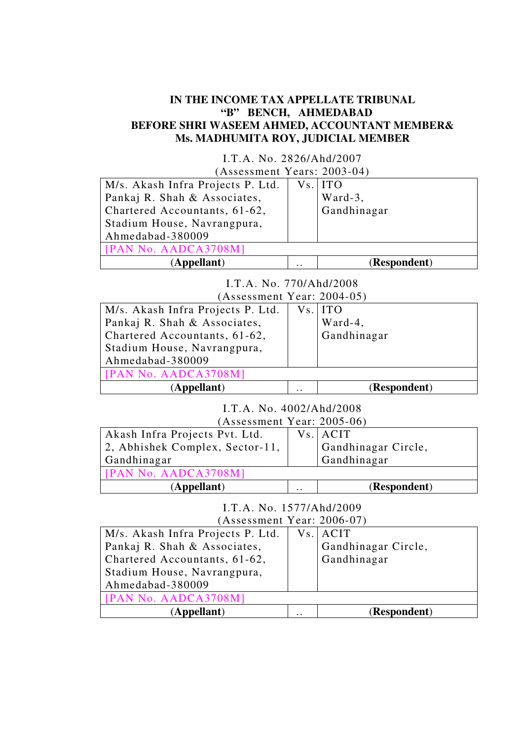# IN THE INCOME TAX APPELLATE TRIBUNAL
## "B" BENCH, AHMEDABAD
## BEFORE SHRI WASEEM AHMED, ACCOUNTANT MEMBER& Ms. MADHUMITA ROY, JUDICIAL MEMBER

I.T.A. No. 2826/Ahd/2007
(Assessment Years: 2003-04)

| M/s. Akash Infra Projects P. Ltd. Pankaj R. Shah & Associates, Chartered Accountants, 61-62, Stadium House, Navrangpura, Ahmedabad-380009 | Vs. | ITO Ward-3, Gandhinagar |
|---|---|---|
| [PAN No. AADCA3708M] | | |
| **(Appellant)** | .. | **(Respondent)** |

I.T.A. No. 770/Ahd/2008
(Assessment Year: 2004-05)

| M/s. Akash Infra Projects P. Ltd. Pankaj R. Shah & Associates, Chartered Accountants, 61-62, Stadium House, Navrangpura, Ahmedabad-380009 | Vs. | ITO Ward-4, Gandhinagar |
|---|---|---|
| [PAN No. AADCA3708M] | | |
| **(Appellant)** | .. | **(Respondent)** |

I.T.A. No. 4002/Ahd/2008
(Assessment Year: 2005-06)

| Akash Infra Projects Pvt. Ltd. 2, Abhishek Complex, Sector-11, Gandhinagar | Vs. | ACIT Gandhinagar Circle, Gandhinagar |
|---|---|---|
| [PAN No. AADCA3708M] | | |
| **(Appellant)** | .. | **(Respondent)** |

I.T.A. No. 1577/Ahd/2009
(Assessment Year: 2006-07)

| M/s. Akash Infra Projects P. Ltd. Pankaj R. Shah & Associates, Chartered Accountants, 61-62, Stadium House, Navrangpura, Ahmedabad-380009 | Vs. | ACIT Gandhinagar Circle, Gandhinagar |
|---|---|---|
| [PAN No. AADCA3708M] | | |
| **(Appellant)** | .. | **(Respondent)** |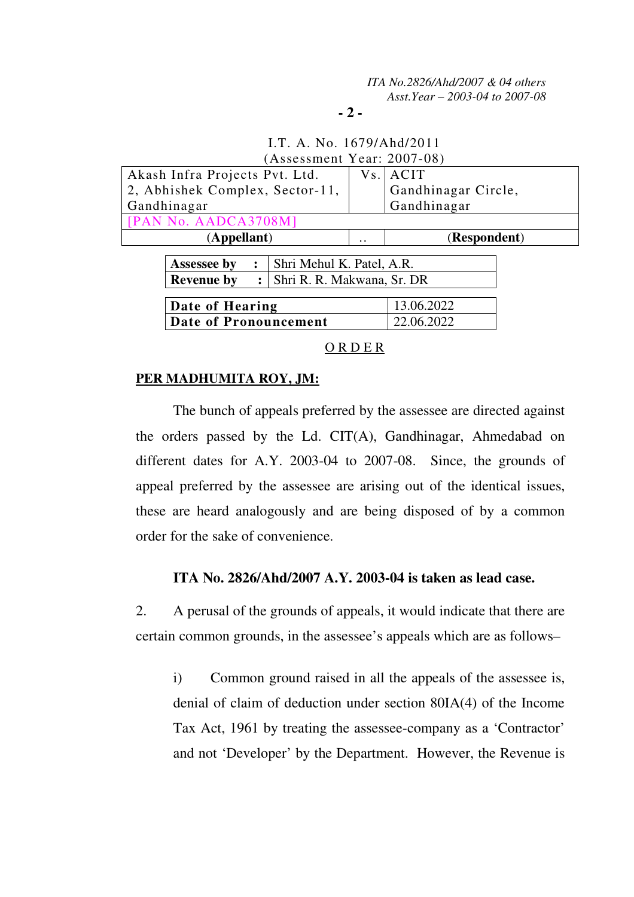I.T. A. No. 1679/Ahd/2011
(Assessment Year: 2007-08)

| Akash Infra Projects Pvt. Ltd. 2, Abhishek Complex, Sector-11, Gandhinagar | Vs. | ACIT Gandhinagar Circle, Gandhinagar |
|---|---|---|
| [PAN No. AADCA3708M] | | |
| (**Appellant**) | .. | (**Respondent**) |

| **Assessee by** | : | Shri Mehul K. Patel, A.R. |
|---|---|---|
| **Revenue by** | : | Shri R. R. Makwana, Sr. DR |

| **Date of Hearing** | 13.06.2022 |
|---|---|
| **Date of Pronouncement** | 22.06.2022 |

## O R D E R

**PER MADHUMITA ROY, JM:**

The bunch of appeals preferred by the assessee are directed against the orders passed by the Ld. CIT(A), Gandhinagar, Ahmedabad on different dates for A.Y. 2003-04 to 2007-08. Since, the grounds of appeal preferred by the assessee are arising out of the identical issues, these are heard analogously and are being disposed of by a common order for the sake of convenience.

**ITA No. 2826/Ahd/2007 A.Y. 2003-04 is taken as lead case.**

2. A perusal of the grounds of appeals, it would indicate that there are certain common grounds, in the assessee's appeals which are as follows–

i) Common ground raised in all the appeals of the assessee is, denial of claim of deduction under section 80IA(4) of the Income Tax Act, 1961 by treating the assessee-company as a 'Contractor' and not 'Developer' by the Department. However, the Revenue is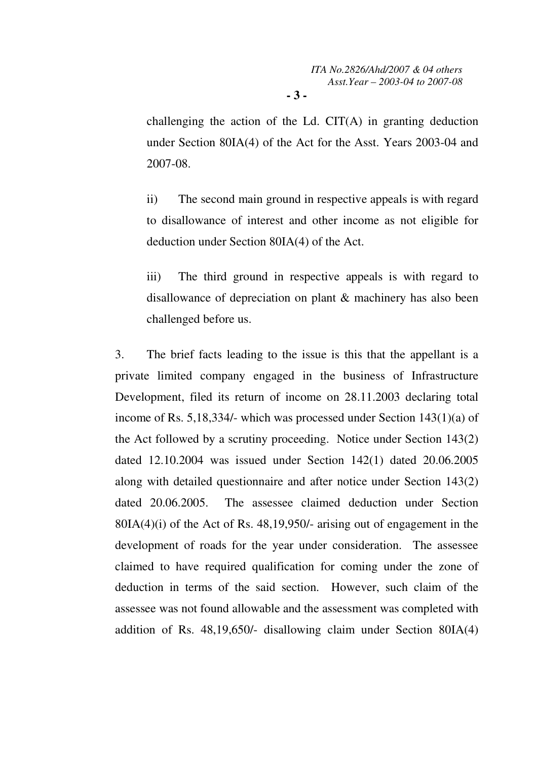challenging the action of the Ld. CIT(A) in granting deduction under Section 80IA(4) of the Act for the Asst. Years 2003-04 and 2007-08.

ii) The second main ground in respective appeals is with regard to disallowance of interest and other income as not eligible for deduction under Section 80IA(4) of the Act.

iii) The third ground in respective appeals is with regard to disallowance of depreciation on plant & machinery has also been challenged before us.

3. The brief facts leading to the issue is this that the appellant is a private limited company engaged in the business of Infrastructure Development, filed its return of income on 28.11.2003 declaring total income of Rs. 5,18,334/- which was processed under Section 143(1)(a) of the Act followed by a scrutiny proceeding. Notice under Section 143(2) dated 12.10.2004 was issued under Section 142(1) dated 20.06.2005 along with detailed questionnaire and after notice under Section 143(2) dated 20.06.2005. The assessee claimed deduction under Section 80IA(4)(i) of the Act of Rs. 48,19,950/- arising out of engagement in the development of roads for the year under consideration. The assessee claimed to have required qualification for coming under the zone of deduction in terms of the said section. However, such claim of the assessee was not found allowable and the assessment was completed with addition of Rs. 48,19,650/- disallowing claim under Section 80IA(4)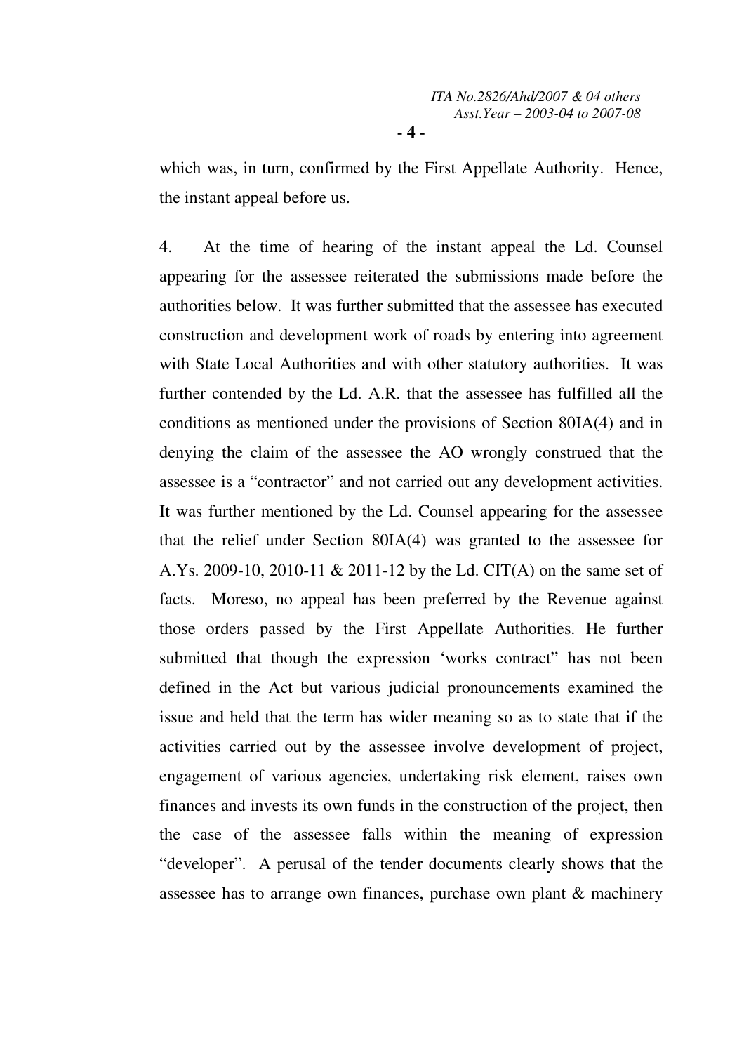which was, in turn, confirmed by the First Appellate Authority. Hence, the instant appeal before us.

4. At the time of hearing of the instant appeal the Ld. Counsel appearing for the assessee reiterated the submissions made before the authorities below. It was further submitted that the assessee has executed construction and development work of roads by entering into agreement with State Local Authorities and with other statutory authorities. It was further contended by the Ld. A.R. that the assessee has fulfilled all the conditions as mentioned under the provisions of Section 80IA(4) and in denying the claim of the assessee the AO wrongly construed that the assessee is a "contractor" and not carried out any development activities. It was further mentioned by the Ld. Counsel appearing for the assessee that the relief under Section 80IA(4) was granted to the assessee for A.Ys. 2009-10, 2010-11 & 2011-12 by the Ld. CIT(A) on the same set of facts. Moreso, no appeal has been preferred by the Revenue against those orders passed by the First Appellate Authorities. He further submitted that though the expression 'works contract" has not been defined in the Act but various judicial pronouncements examined the issue and held that the term has wider meaning so as to state that if the activities carried out by the assessee involve development of project, engagement of various agencies, undertaking risk element, raises own finances and invests its own funds in the construction of the project, then the case of the assessee falls within the meaning of expression "developer". A perusal of the tender documents clearly shows that the assessee has to arrange own finances, purchase own plant & machinery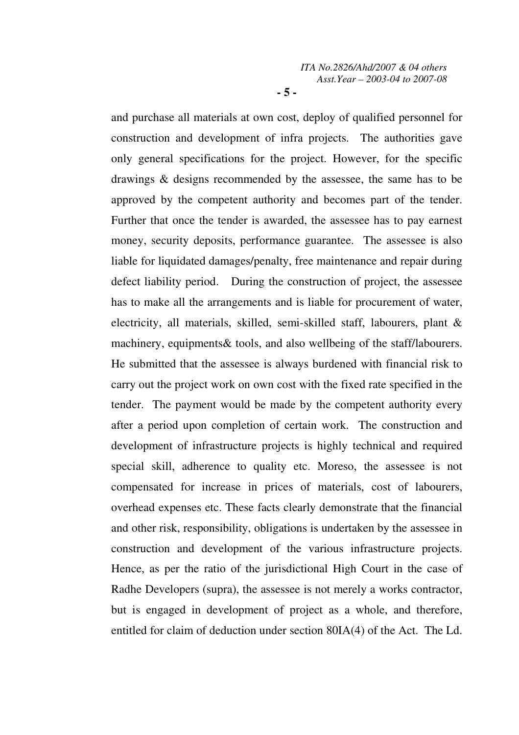and purchase all materials at own cost, deploy of qualified personnel for construction and development of infra projects. The authorities gave only general specifications for the project. However, for the specific drawings & designs recommended by the assessee, the same has to be approved by the competent authority and becomes part of the tender. Further that once the tender is awarded, the assessee has to pay earnest money, security deposits, performance guarantee. The assessee is also liable for liquidated damages/penalty, free maintenance and repair during defect liability period. During the construction of project, the assessee has to make all the arrangements and is liable for procurement of water, electricity, all materials, skilled, semi-skilled staff, labourers, plant & machinery, equipments& tools, and also wellbeing of the staff/labourers. He submitted that the assessee is always burdened with financial risk to carry out the project work on own cost with the fixed rate specified in the tender. The payment would be made by the competent authority every after a period upon completion of certain work. The construction and development of infrastructure projects is highly technical and required special skill, adherence to quality etc. Moreso, the assessee is not compensated for increase in prices of materials, cost of labourers, overhead expenses etc. These facts clearly demonstrate that the financial and other risk, responsibility, obligations is undertaken by the assessee in construction and development of the various infrastructure projects. Hence, as per the ratio of the jurisdictional High Court in the case of Radhe Developers (supra), the assessee is not merely a works contractor, but is engaged in development of project as a whole, and therefore, entitled for claim of deduction under section 80IA(4) of the Act. The Ld.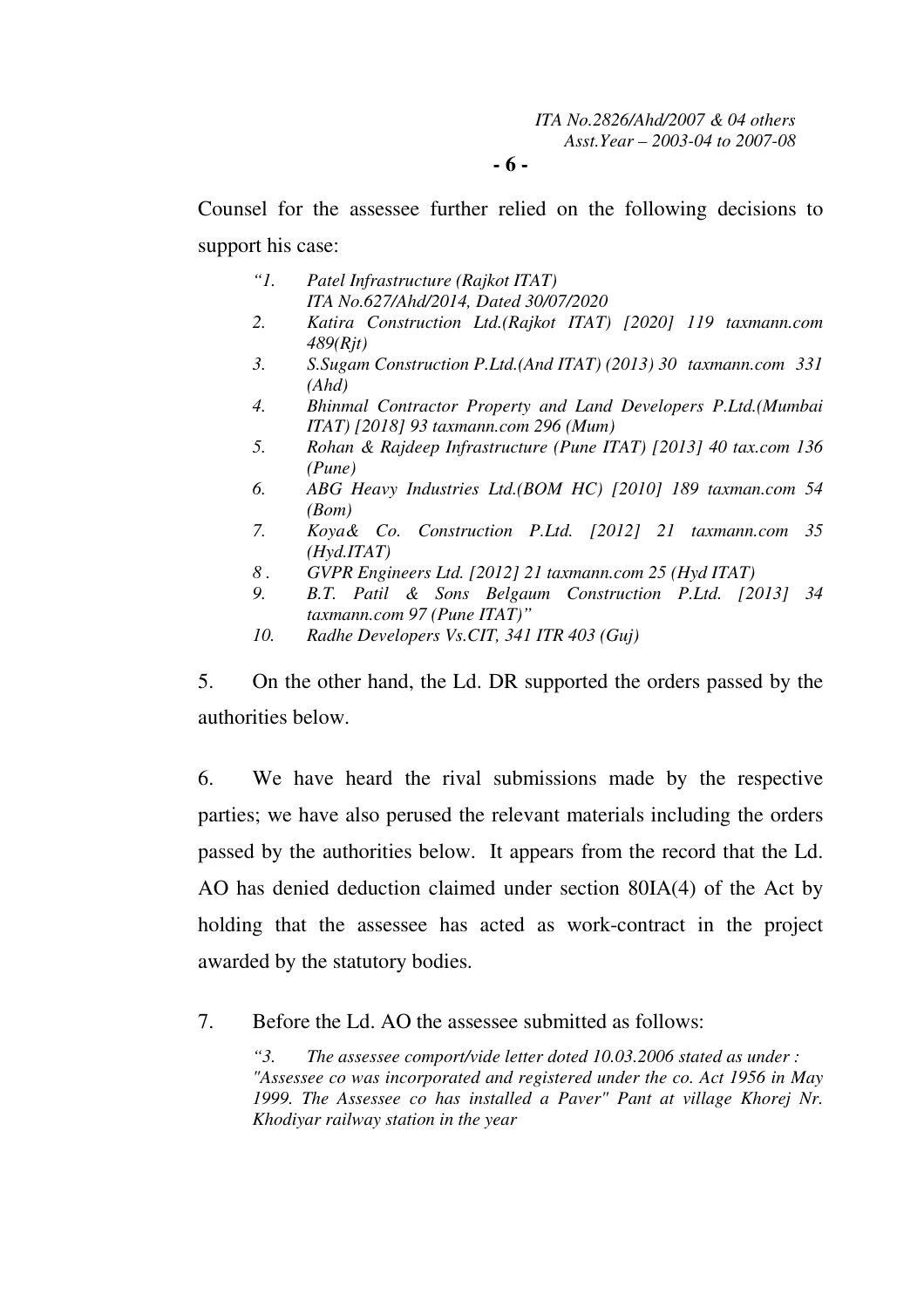Counsel for the assessee further relied on the following decisions to support his case:

> *"1. Patel Infrastructure (Rajkot ITAT) ITA No.627/Ahd/2014, Dated 30/07/2020*
> *2. Katira Construction Ltd.(Rajkot ITAT) [2020] 119 taxmann.com 489(Rjt)*
> *3. S.Sugam Construction P.Ltd.(And ITAT) (2013) 30 taxmann.com 331 (Ahd)*
> *4. Bhinmal Contractor Property and Land Developers P.Ltd.(Mumbai ITAT) [2018] 93 taxmann.com 296 (Mum)*
> *5. Rohan & Rajdeep Infrastructure (Pune ITAT) [2013] 40 tax.com 136 (Pune)*
> *6. ABG Heavy Industries Ltd.(BOM HC) [2010] 189 taxman.com 54 (Bom)*
> *7. Koya& Co. Construction P.Ltd. [2012] 21 taxmann.com 35 (Hyd.ITAT)*
> *8 . GVPR Engineers Ltd. [2012] 21 taxmann.com 25 (Hyd ITAT)*
> *9. B.T. Patil & Sons Belgaum Construction P.Ltd. [2013] 34 taxmann.com 97 (Pune ITAT)"*
> *10. Radhe Developers Vs.CIT, 341 ITR 403 (Guj)*

5. On the other hand, the Ld. DR supported the orders passed by the authorities below.

6. We have heard the rival submissions made by the respective parties; we have also perused the relevant materials including the orders passed by the authorities below. It appears from the record that the Ld. AO has denied deduction claimed under section 80IA(4) of the Act by holding that the assessee has acted as work-contract in the project awarded by the statutory bodies.

7. Before the Ld. AO the assessee submitted as follows:

> *"3. The assessee comport/vide letter doted 10.03.2006 stated as under : "Assessee co was incorporated and registered under the co. Act 1956 in May 1999. The Assessee co has installed a Paver" Pant at village Khorej Nr. Khodiyar railway station in the year*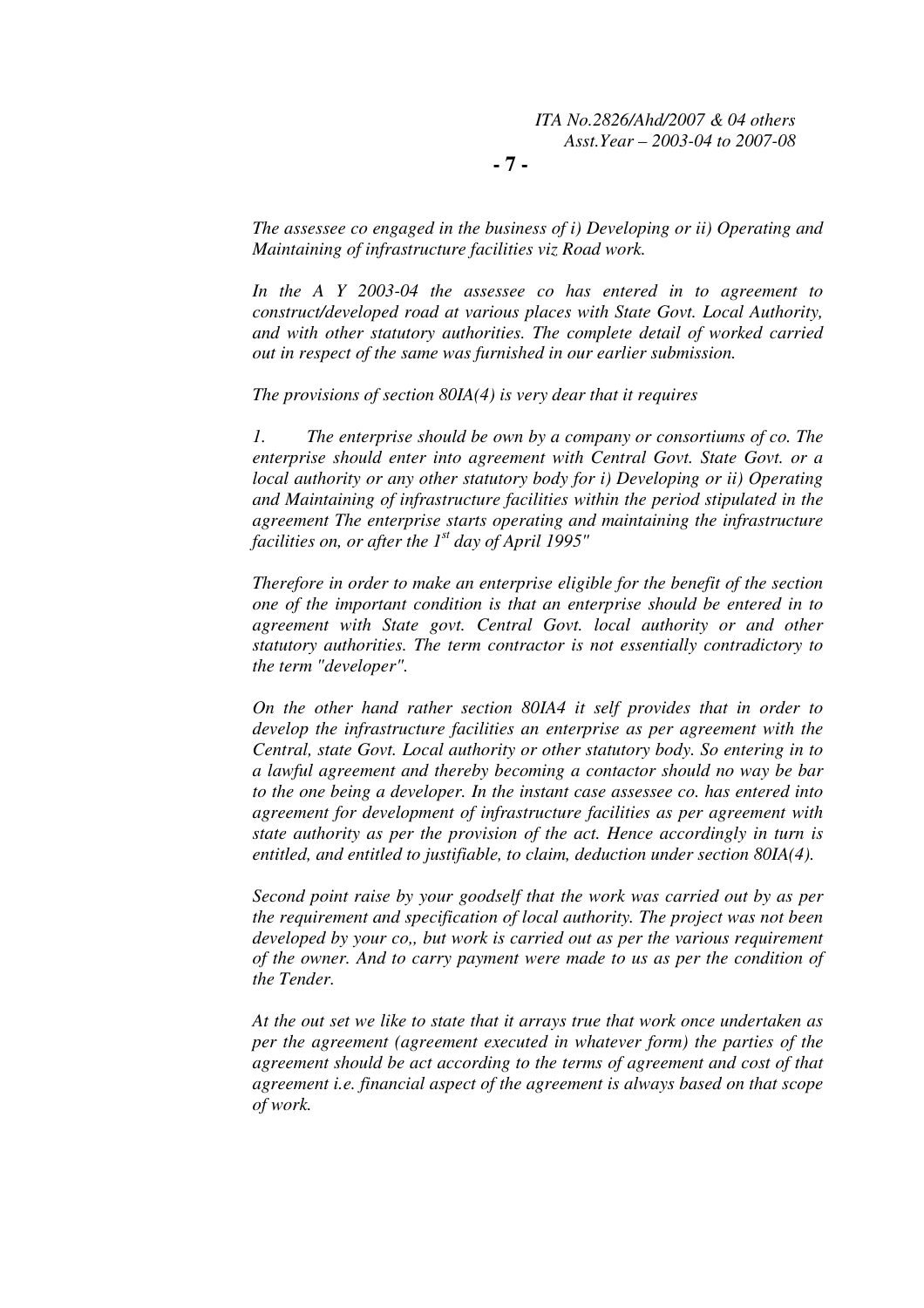*The assessee co engaged in the business of i) Developing or ii) Operating and Maintaining of infrastructure facilities viz Road work.*

*In the A Y 2003-04 the assessee co has entered in to agreement to construct/developed road at various places with State Govt. Local Authority, and with other statutory authorities. The complete detail of worked carried out in respect of the same was furnished in our earlier submission.*

*The provisions of section 80IA(4) is very dear that it requires*

*1. The enterprise should be own by a company or consortiums of co. The enterprise should enter into agreement with Central Govt. State Govt. or a local authority or any other statutory body for i) Developing or ii) Operating and Maintaining of infrastructure facilities within the period stipulated in the agreement The enterprise starts operating and maintaining the infrastructure facilities on, or after the 1st day of April 1995"*

*Therefore in order to make an enterprise eligible for the benefit of the section one of the important condition is that an enterprise should be entered in to agreement with State govt. Central Govt. local authority or and other statutory authorities. The term contractor is not essentially contradictory to the term "developer".*

*On the other hand rather section 80IA4 it self provides that in order to develop the infrastructure facilities an enterprise as per agreement with the Central, state Govt. Local authority or other statutory body. So entering in to a lawful agreement and thereby becoming a contactor should no way be bar to the one being a developer. In the instant case assessee co. has entered into agreement for development of infrastructure facilities as per agreement with state authority as per the provision of the act. Hence accordingly in turn is entitled, and entitled to justifiable, to claim, deduction under section 80IA(4).*

*Second point raise by your goodself that the work was carried out by as per the requirement and specification of local authority. The project was not been developed by your co,, but work is carried out as per the various requirement of the owner. And to carry payment were made to us as per the condition of the Tender.*

*At the out set we like to state that it arrays true that work once undertaken as per the agreement (agreement executed in whatever form) the parties of the agreement should be act according to the terms of agreement and cost of that agreement i.e. financial aspect of the agreement is always based on that scope of work.*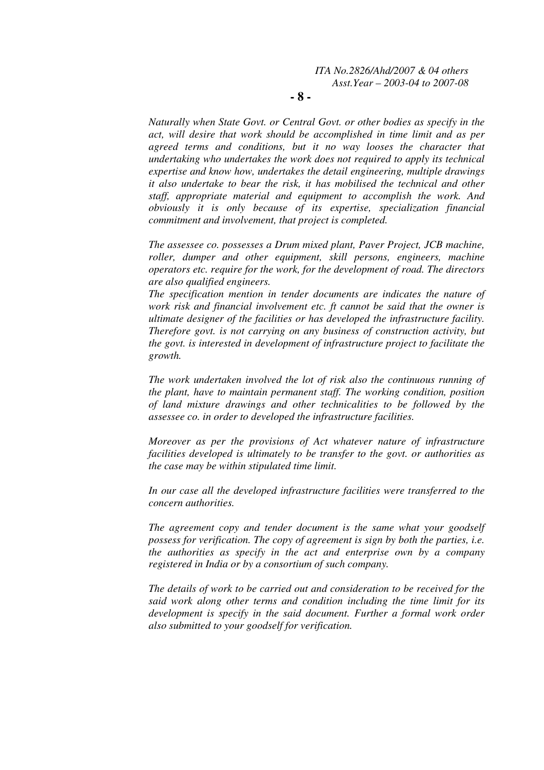*Naturally when State Govt. or Central Govt. or other bodies as specify in the act, will desire that work should be accomplished in time limit and as per agreed terms and conditions, but it no way looses the character that undertaking who undertakes the work does not required to apply its technical expertise and know how, undertakes the detail engineering, multiple drawings it also undertake to bear the risk, it has mobilised the technical and other staff, appropriate material and equipment to accomplish the work. And obviously it is only because of its expertise, specialization financial commitment and involvement, that project is completed.*

*The assessee co. possesses a Drum mixed plant, Paver Project, JCB machine, roller, dumper and other equipment, skill persons, engineers, machine operators etc. require for the work, for the development of road. The directors are also qualified engineers.*

*The specification mention in tender documents are indicates the nature of work risk and financial involvement etc. ft cannot be said that the owner is ultimate designer of the facilities or has developed the infrastructure facility. Therefore govt. is not carrying on any business of construction activity, but the govt. is interested in development of infrastructure project to facilitate the growth.*

*The work undertaken involved the lot of risk also the continuous running of the plant, have to maintain permanent staff. The working condition, position of land mixture drawings and other technicalities to be followed by the assessee co. in order to developed the infrastructure facilities.*

*Moreover as per the provisions of Act whatever nature of infrastructure facilities developed is ultimately to be transfer to the govt. or authorities as the case may be within stipulated time limit.*

*In our case all the developed infrastructure facilities were transferred to the concern authorities.*

*The agreement copy and tender document is the same what your goodself possess for verification. The copy of agreement is sign by both the parties, i.e. the authorities as specify in the act and enterprise own by a company registered in India or by a consortium of such company.*

*The details of work to be carried out and consideration to be received for the said work along other terms and condition including the time limit for its development is specify in the said document. Further a formal work order also submitted to your goodself for verification.*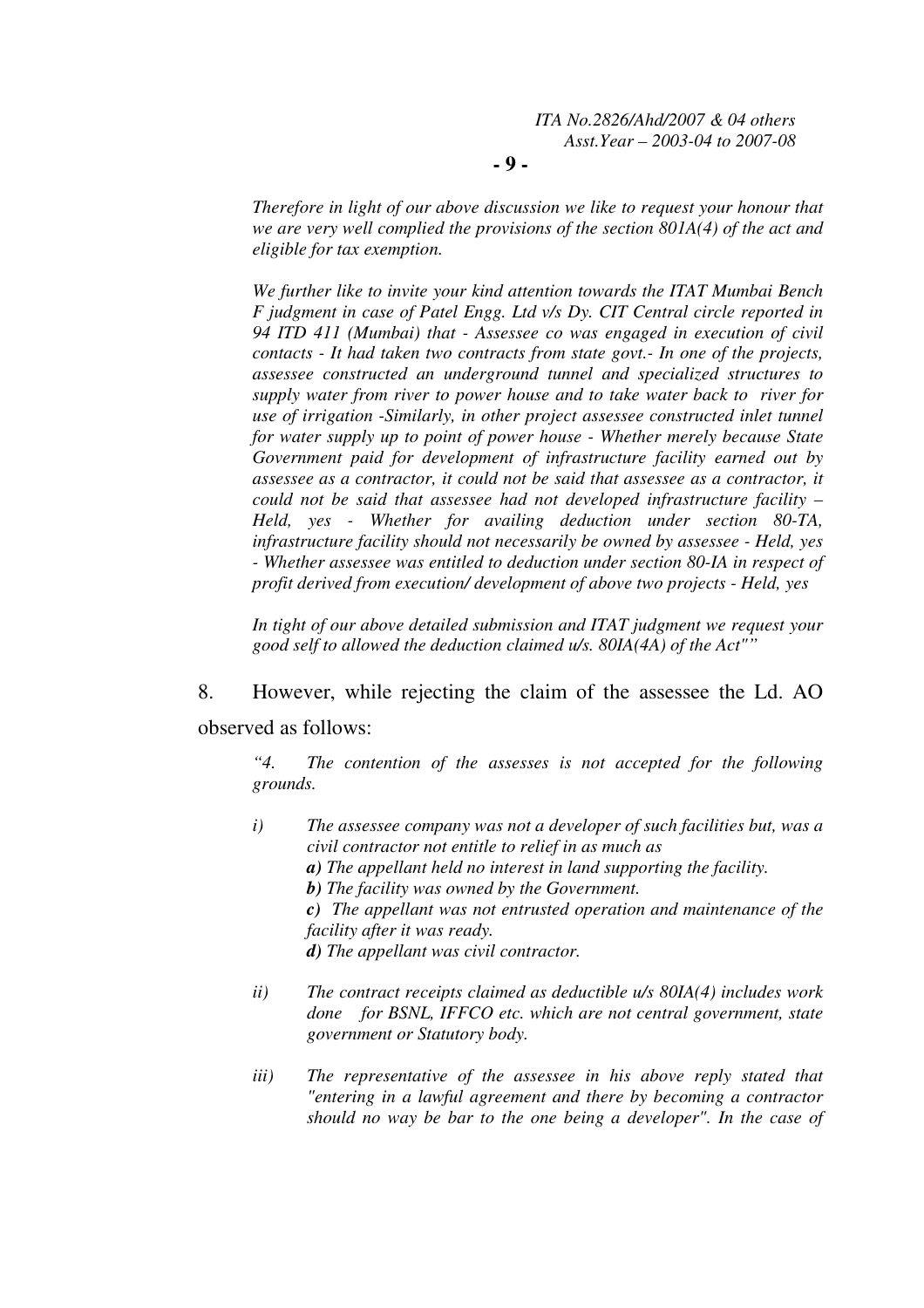*Therefore in light of our above discussion we like to request your honour that we are very well complied the provisions of the section 801A(4) of the act and eligible for tax exemption.*

*We further like to invite your kind attention towards the ITAT Mumbai Bench F judgment in case of Patel Engg. Ltd v/s Dy. CIT Central circle reported in 94 ITD 411 (Mumbai) that - Assessee co was engaged in execution of civil contacts - It had taken two contracts from state govt.- In one of the projects, assessee constructed an underground tunnel and specialized structures to supply water from river to power house and to take water back to river for use of irrigation -Similarly, in other project assessee constructed inlet tunnel for water supply up to point of power house - Whether merely because State Government paid for development of infrastructure facility earned out by assessee as a contractor, it could not be said that assessee as a contractor, it could not be said that assessee had not developed infrastructure facility – Held, yes - Whether for availing deduction under section 80-TA, infrastructure facility should not necessarily be owned by assessee - Held, yes - Whether assessee was entitled to deduction under section 80-IA in respect of profit derived from execution/ development of above two projects - Held, yes*

*In tight of our above detailed submission and ITAT judgment we request your good self to allowed the deduction claimed u/s. 80IA(4A) of the Act"”*

8. However, while rejecting the claim of the assessee the Ld. AO observed as follows:

*“4. The contention of the assesses is not accepted for the following grounds.*

*i) The assessee company was not a developer of such facilities but, was a civil contractor not entitle to relief in as much as*
   ***a)** The appellant held no interest in land supporting the facility.*
   ***b)** The facility was owned by the Government.*
   ***c)** The appellant was not entrusted operation and maintenance of the facility after it was ready.*
   ***d)** The appellant was civil contractor.*

*ii) The contract receipts claimed as deductible u/s 80IA(4) includes work done for BSNL, IFFCO etc. which are not central government, state government or Statutory body.*

*iii) The representative of the assessee in his above reply stated that "entering in a lawful agreement and there by becoming a contractor should no way be bar to the one being a developer". In the case of*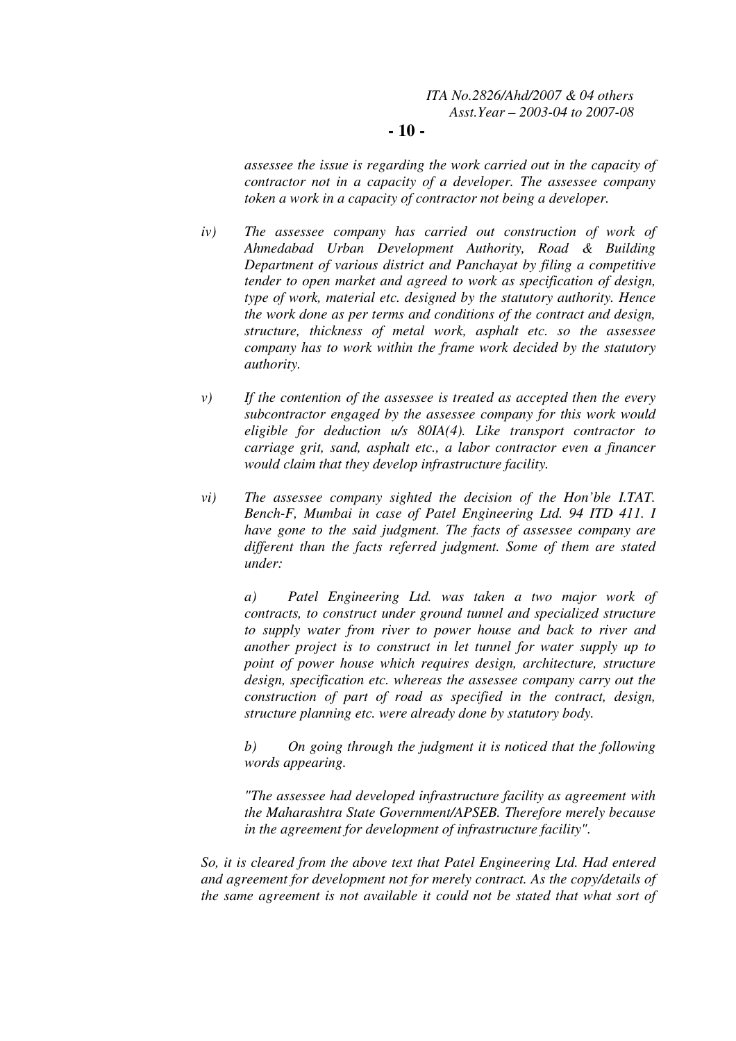*assessee the issue is regarding the work carried out in the capacity of contractor not in a capacity of a developer. The assessee company token a work in a capacity of contractor not being a developer.*

*iv) The assessee company has carried out construction of work of Ahmedabad Urban Development Authority, Road & Building Department of various district and Panchayat by filing a competitive tender to open market and agreed to work as specification of design, type of work, material etc. designed by the statutory authority. Hence the work done as per terms and conditions of the contract and design, structure, thickness of metal work, asphalt etc. so the assessee company has to work within the frame work decided by the statutory authority.*

*v) If the contention of the assessee is treated as accepted then the every subcontractor engaged by the assessee company for this work would eligible for deduction u/s 80IA(4). Like transport contractor to carriage grit, sand, asphalt etc., a labor contractor even a financer would claim that they develop infrastructure facility.*

*vi) The assessee company sighted the decision of the Hon'ble I.TAT. Bench-F, Mumbai in case of Patel Engineering Ltd. 94 ITD 411. I have gone to the said judgment. The facts of assessee company are different than the facts referred judgment. Some of them are stated under:*

*a) Patel Engineering Ltd. was taken a two major work of contracts, to construct under ground tunnel and specialized structure to supply water from river to power house and back to river and another project is to construct in let tunnel for water supply up to point of power house which requires design, architecture, structure design, specification etc. whereas the assessee company carry out the construction of part of road as specified in the contract, design, structure planning etc. were already done by statutory body.*

*b) On going through the judgment it is noticed that the following words appearing.*

*"The assessee had developed infrastructure facility as agreement with the Maharashtra State Government/APSEB. Therefore merely because in the agreement for development of infrastructure facility".*

*So, it is cleared from the above text that Patel Engineering Ltd. Had entered and agreement for development not for merely contract. As the copy/details of the same agreement is not available it could not be stated that what sort of*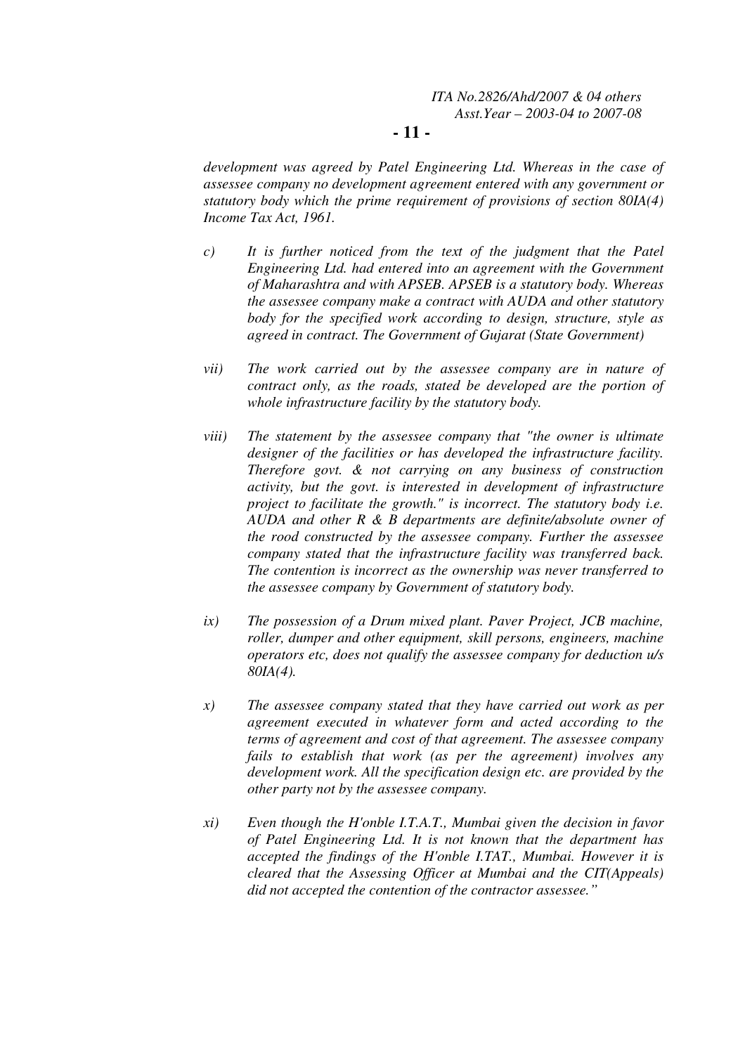*development was agreed by Patel Engineering Ltd. Whereas in the case of assessee company no development agreement entered with any government or statutory body which the prime requirement of provisions of section 80IA(4) Income Tax Act, 1961.*

*c) It is further noticed from the text of the judgment that the Patel Engineering Ltd. had entered into an agreement with the Government of Maharashtra and with APSEB. APSEB is a statutory body. Whereas the assessee company make a contract with AUDA and other statutory body for the specified work according to design, structure, style as agreed in contract. The Government of Gujarat (State Government)*

*vii) The work carried out by the assessee company are in nature of contract only, as the roads, stated be developed are the portion of whole infrastructure facility by the statutory body.*

*viii) The statement by the assessee company that "the owner is ultimate designer of the facilities or has developed the infrastructure facility. Therefore govt. & not carrying on any business of construction activity, but the govt. is interested in development of infrastructure project to facilitate the growth." is incorrect. The statutory body i.e. AUDA and other R & B departments are definite/absolute owner of the rood constructed by the assessee company. Further the assessee company stated that the infrastructure facility was transferred back. The contention is incorrect as the ownership was never transferred to the assessee company by Government of statutory body.*

*ix) The possession of a Drum mixed plant. Paver Project, JCB machine, roller, dumper and other equipment, skill persons, engineers, machine operators etc, does not qualify the assessee company for deduction u/s 80IA(4).*

*x) The assessee company stated that they have carried out work as per agreement executed in whatever form and acted according to the terms of agreement and cost of that agreement. The assessee company fails to establish that work (as per the agreement) involves any development work. All the specification design etc. are provided by the other party not by the assessee company.*

*xi) Even though the H'onble I.T.A.T., Mumbai given the decision in favor of Patel Engineering Ltd. It is not known that the department has accepted the findings of the H'onble I.TAT., Mumbai. However it is cleared that the Assessing Officer at Mumbai and the CIT(Appeals) did not accepted the contention of the contractor assessee."*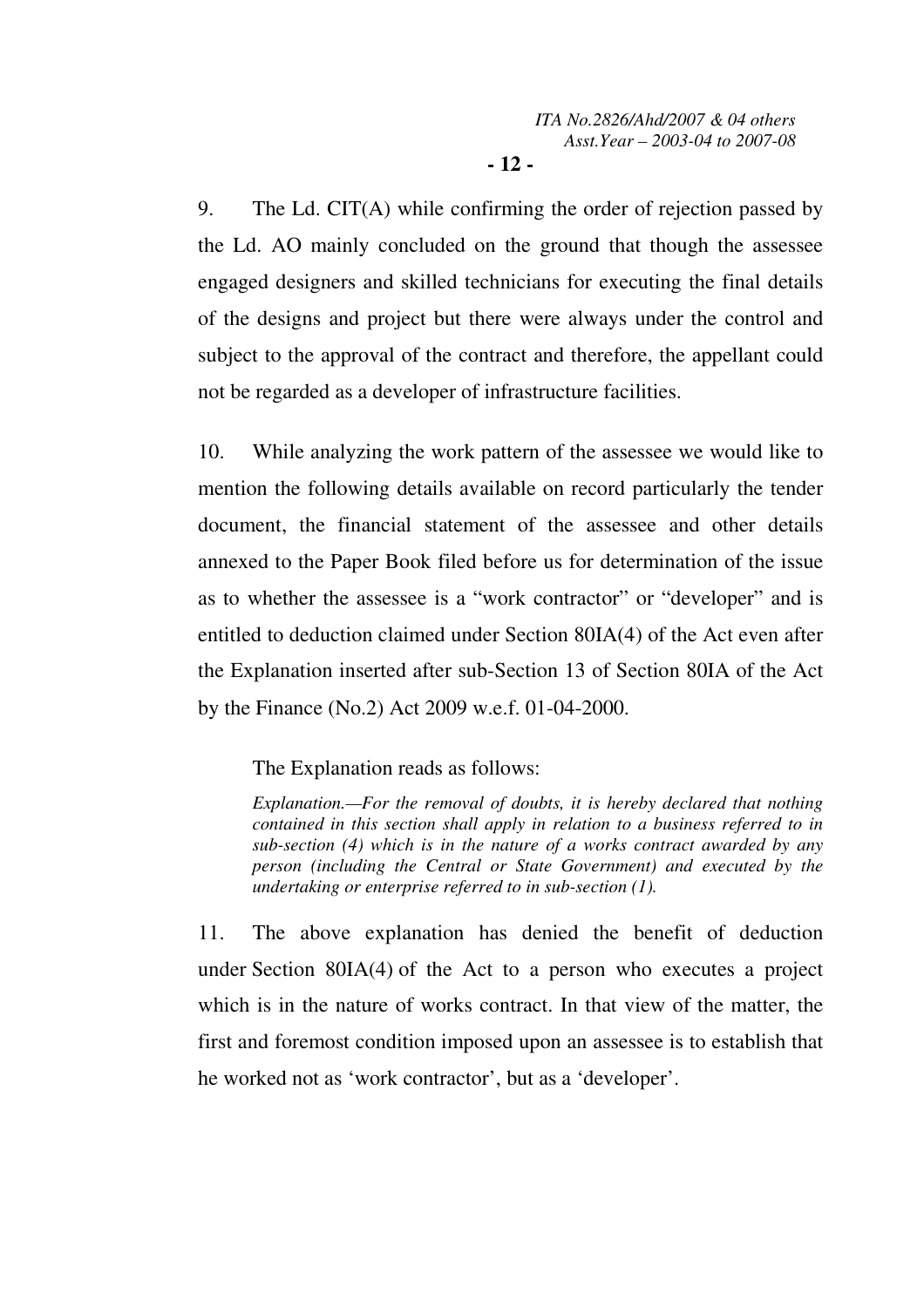9. The Ld. CIT(A) while confirming the order of rejection passed by the Ld. AO mainly concluded on the ground that though the assessee engaged designers and skilled technicians for executing the final details of the designs and project but there were always under the control and subject to the approval of the contract and therefore, the appellant could not be regarded as a developer of infrastructure facilities.

10. While analyzing the work pattern of the assessee we would like to mention the following details available on record particularly the tender document, the financial statement of the assessee and other details annexed to the Paper Book filed before us for determination of the issue as to whether the assessee is a "work contractor" or "developer" and is entitled to deduction claimed under Section 80IA(4) of the Act even after the Explanation inserted after sub-Section 13 of Section 80IA of the Act by the Finance (No.2) Act 2009 w.e.f. 01-04-2000.

The Explanation reads as follows:

> *Explanation.—For the removal of doubts, it is hereby declared that nothing contained in this section shall apply in relation to a business referred to in sub-section (4) which is in the nature of a works contract awarded by any person (including the Central or State Government) and executed by the undertaking or enterprise referred to in sub-section (1).*

11. The above explanation has denied the benefit of deduction under Section 80IA(4) of the Act to a person who executes a project which is in the nature of works contract. In that view of the matter, the first and foremost condition imposed upon an assessee is to establish that he worked not as 'work contractor', but as a 'developer'.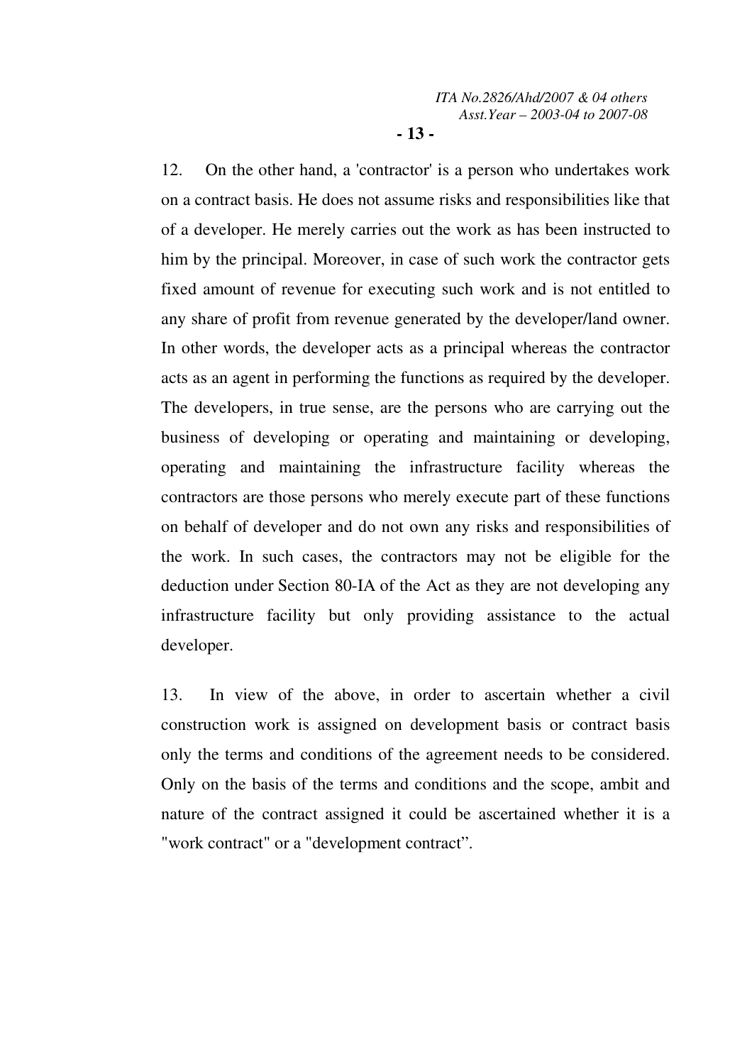12. On the other hand, a 'contractor' is a person who undertakes work on a contract basis. He does not assume risks and responsibilities like that of a developer. He merely carries out the work as has been instructed to him by the principal. Moreover, in case of such work the contractor gets fixed amount of revenue for executing such work and is not entitled to any share of profit from revenue generated by the developer/land owner. In other words, the developer acts as a principal whereas the contractor acts as an agent in performing the functions as required by the developer. The developers, in true sense, are the persons who are carrying out the business of developing or operating and maintaining or developing, operating and maintaining the infrastructure facility whereas the contractors are those persons who merely execute part of these functions on behalf of developer and do not own any risks and responsibilities of the work. In such cases, the contractors may not be eligible for the deduction under Section 80-IA of the Act as they are not developing any infrastructure facility but only providing assistance to the actual developer.

13. In view of the above, in order to ascertain whether a civil construction work is assigned on development basis or contract basis only the terms and conditions of the agreement needs to be considered. Only on the basis of the terms and conditions and the scope, ambit and nature of the contract assigned it could be ascertained whether it is a "work contract" or a "development contract".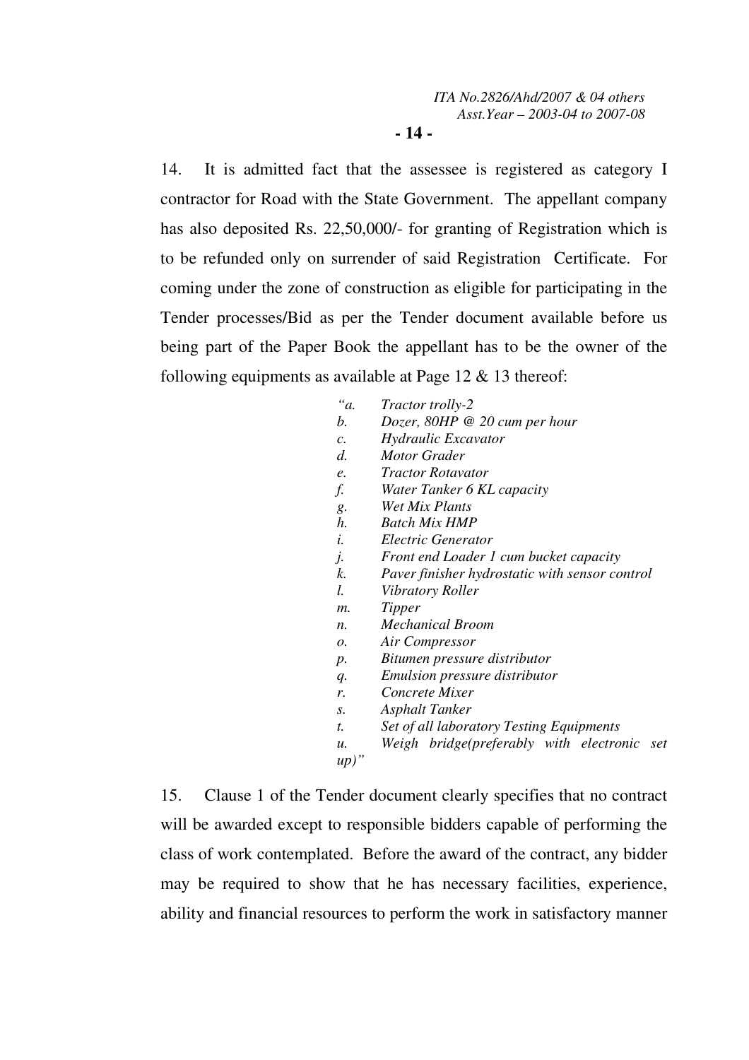14. It is admitted fact that the assessee is registered as category I contractor for Road with the State Government. The appellant company has also deposited Rs. 22,50,000/- for granting of Registration which is to be refunded only on surrender of said Registration Certificate. For coming under the zone of construction as eligible for participating in the Tender processes/Bid as per the Tender document available before us being part of the Paper Book the appellant has to be the owner of the following equipments as available at Page 12 & 13 thereof:

> *"a. Tractor trolly-2*
> *b. Dozer, 80HP @ 20 cum per hour*
> *c. Hydraulic Excavator*
> *d. Motor Grader*
> *e. Tractor Rotavator*
> *f. Water Tanker 6 KL capacity*
> *g. Wet Mix Plants*
> *h. Batch Mix HMP*
> *i. Electric Generator*
> *j. Front end Loader 1 cum bucket capacity*
> *k. Paver finisher hydrostatic with sensor control*
> *l. Vibratory Roller*
> *m. Tipper*
> *n. Mechanical Broom*
> *o. Air Compressor*
> *p. Bitumen pressure distributor*
> *q. Emulsion pressure distributor*
> *r. Concrete Mixer*
> *s. Asphalt Tanker*
> *t. Set of all laboratory Testing Equipments*
> *u. Weigh bridge(preferably with electronic set up)"*

15. Clause 1 of the Tender document clearly specifies that no contract will be awarded except to responsible bidders capable of performing the class of work contemplated. Before the award of the contract, any bidder may be required to show that he has necessary facilities, experience, ability and financial resources to perform the work in satisfactory manner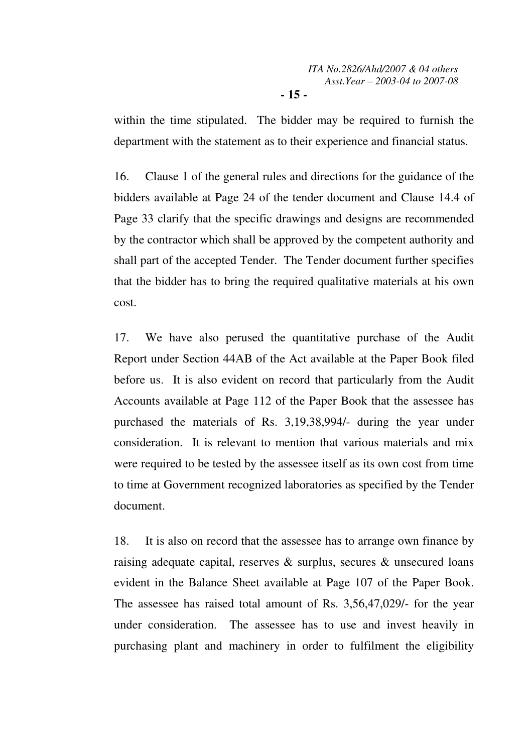within the time stipulated. The bidder may be required to furnish the department with the statement as to their experience and financial status.

16. Clause 1 of the general rules and directions for the guidance of the bidders available at Page 24 of the tender document and Clause 14.4 of Page 33 clarify that the specific drawings and designs are recommended by the contractor which shall be approved by the competent authority and shall part of the accepted Tender. The Tender document further specifies that the bidder has to bring the required qualitative materials at his own cost.

17. We have also perused the quantitative purchase of the Audit Report under Section 44AB of the Act available at the Paper Book filed before us. It is also evident on record that particularly from the Audit Accounts available at Page 112 of the Paper Book that the assessee has purchased the materials of Rs. 3,19,38,994/- during the year under consideration. It is relevant to mention that various materials and mix were required to be tested by the assessee itself as its own cost from time to time at Government recognized laboratories as specified by the Tender document.

18. It is also on record that the assessee has to arrange own finance by raising adequate capital, reserves & surplus, secures & unsecured loans evident in the Balance Sheet available at Page 107 of the Paper Book. The assessee has raised total amount of Rs. 3,56,47,029/- for the year under consideration. The assessee has to use and invest heavily in purchasing plant and machinery in order to fulfilment the eligibility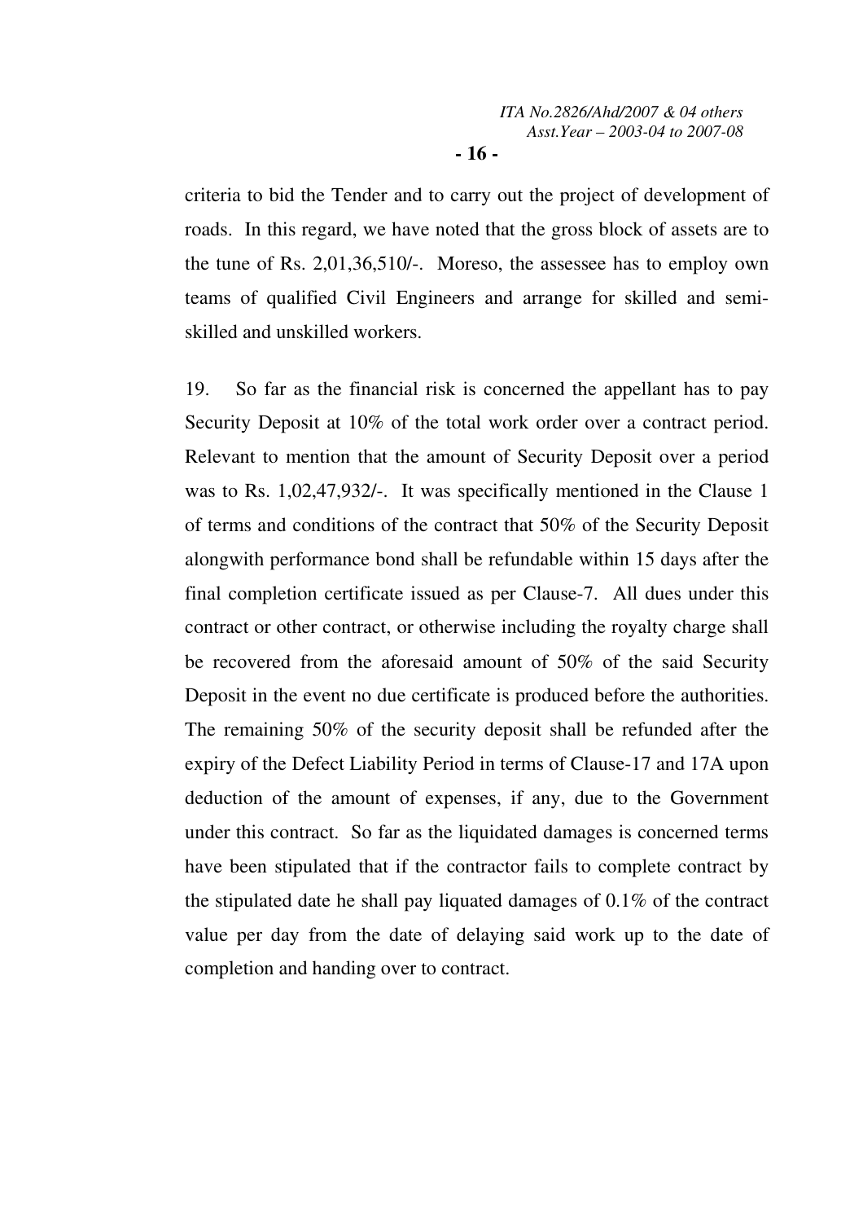criteria to bid the Tender and to carry out the project of development of roads. In this regard, we have noted that the gross block of assets are to the tune of Rs. 2,01,36,510/-. Moreso, the assessee has to employ own teams of qualified Civil Engineers and arrange for skilled and semi-skilled and unskilled workers.

19. So far as the financial risk is concerned the appellant has to pay Security Deposit at 10% of the total work order over a contract period. Relevant to mention that the amount of Security Deposit over a period was to Rs. 1,02,47,932/-. It was specifically mentioned in the Clause 1 of terms and conditions of the contract that 50% of the Security Deposit alongwith performance bond shall be refundable within 15 days after the final completion certificate issued as per Clause-7. All dues under this contract or other contract, or otherwise including the royalty charge shall be recovered from the aforesaid amount of 50% of the said Security Deposit in the event no due certificate is produced before the authorities. The remaining 50% of the security deposit shall be refunded after the expiry of the Defect Liability Period in terms of Clause-17 and 17A upon deduction of the amount of expenses, if any, due to the Government under this contract. So far as the liquidated damages is concerned terms have been stipulated that if the contractor fails to complete contract by the stipulated date he shall pay liquated damages of 0.1% of the contract value per day from the date of delaying said work up to the date of completion and handing over to contract.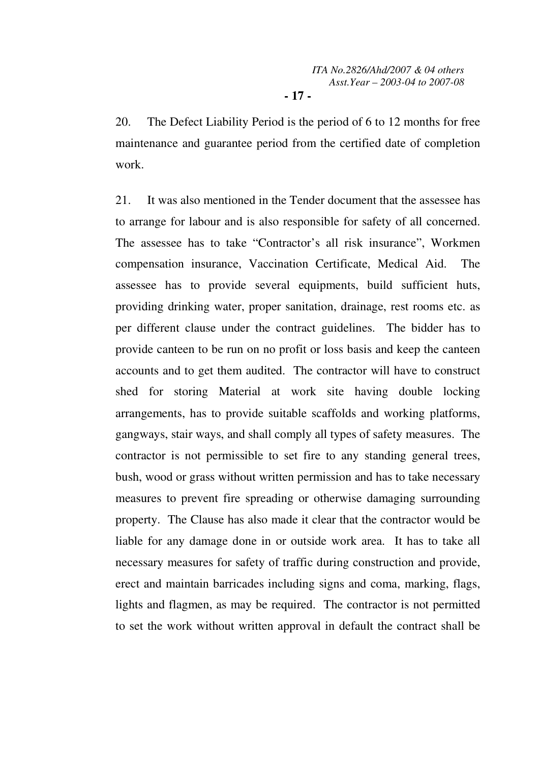20. The Defect Liability Period is the period of 6 to 12 months for free maintenance and guarantee period from the certified date of completion work.

21. It was also mentioned in the Tender document that the assessee has to arrange for labour and is also responsible for safety of all concerned. The assessee has to take "Contractor's all risk insurance", Workmen compensation insurance, Vaccination Certificate, Medical Aid. The assessee has to provide several equipments, build sufficient huts, providing drinking water, proper sanitation, drainage, rest rooms etc. as per different clause under the contract guidelines. The bidder has to provide canteen to be run on no profit or loss basis and keep the canteen accounts and to get them audited. The contractor will have to construct shed for storing Material at work site having double locking arrangements, has to provide suitable scaffolds and working platforms, gangways, stair ways, and shall comply all types of safety measures. The contractor is not permissible to set fire to any standing general trees, bush, wood or grass without written permission and has to take necessary measures to prevent fire spreading or otherwise damaging surrounding property. The Clause has also made it clear that the contractor would be liable for any damage done in or outside work area. It has to take all necessary measures for safety of traffic during construction and provide, erect and maintain barricades including signs and coma, marking, flags, lights and flagmen, as may be required. The contractor is not permitted to set the work without written approval in default the contract shall be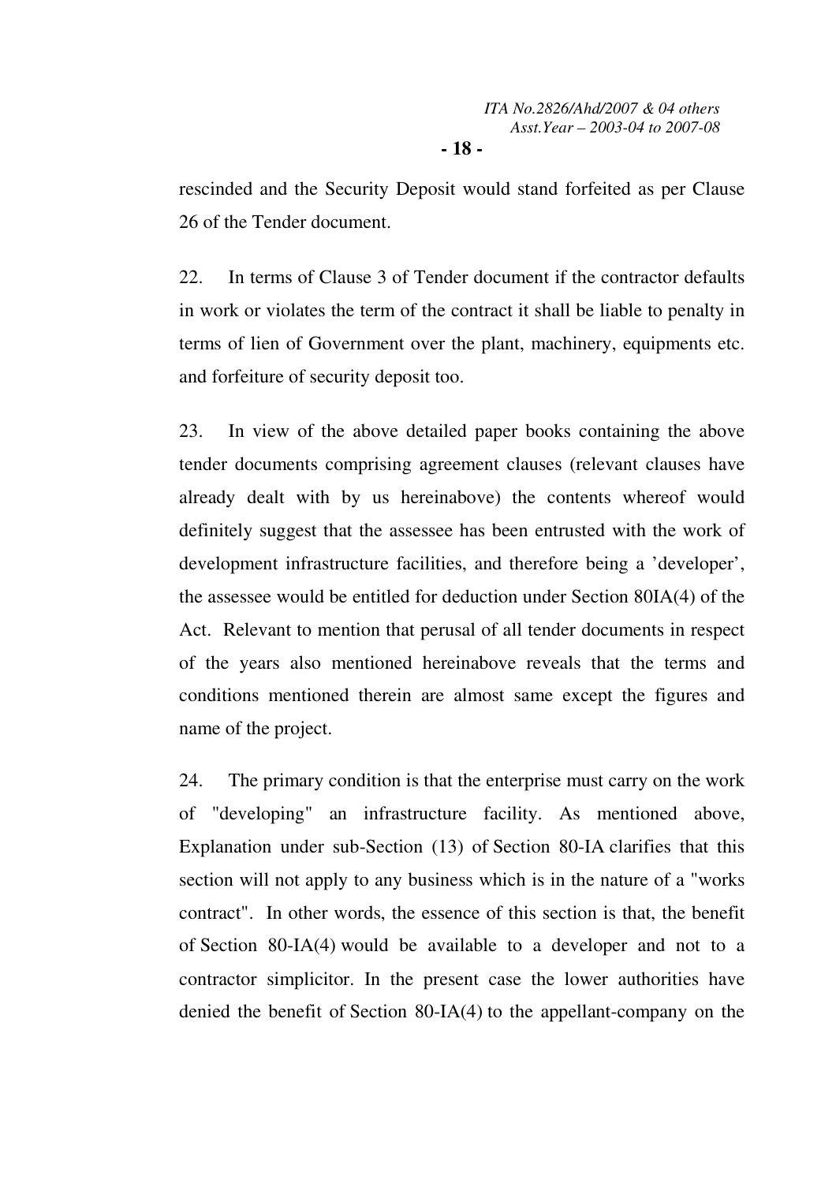rescinded and the Security Deposit would stand forfeited as per Clause 26 of the Tender document.

22. In terms of Clause 3 of Tender document if the contractor defaults in work or violates the term of the contract it shall be liable to penalty in terms of lien of Government over the plant, machinery, equipments etc. and forfeiture of security deposit too.

23. In view of the above detailed paper books containing the above tender documents comprising agreement clauses (relevant clauses have already dealt with by us hereinabove) the contents whereof would definitely suggest that the assessee has been entrusted with the work of development infrastructure facilities, and therefore being a 'developer', the assessee would be entitled for deduction under Section 80IA(4) of the Act. Relevant to mention that perusal of all tender documents in respect of the years also mentioned hereinabove reveals that the terms and conditions mentioned therein are almost same except the figures and name of the project.

24. The primary condition is that the enterprise must carry on the work of "developing" an infrastructure facility. As mentioned above, Explanation under sub-Section (13) of Section 80-IA clarifies that this section will not apply to any business which is in the nature of a "works contract". In other words, the essence of this section is that, the benefit of Section 80-IA(4) would be available to a developer and not to a contractor simplicitor. In the present case the lower authorities have denied the benefit of Section 80-IA(4) to the appellant-company on the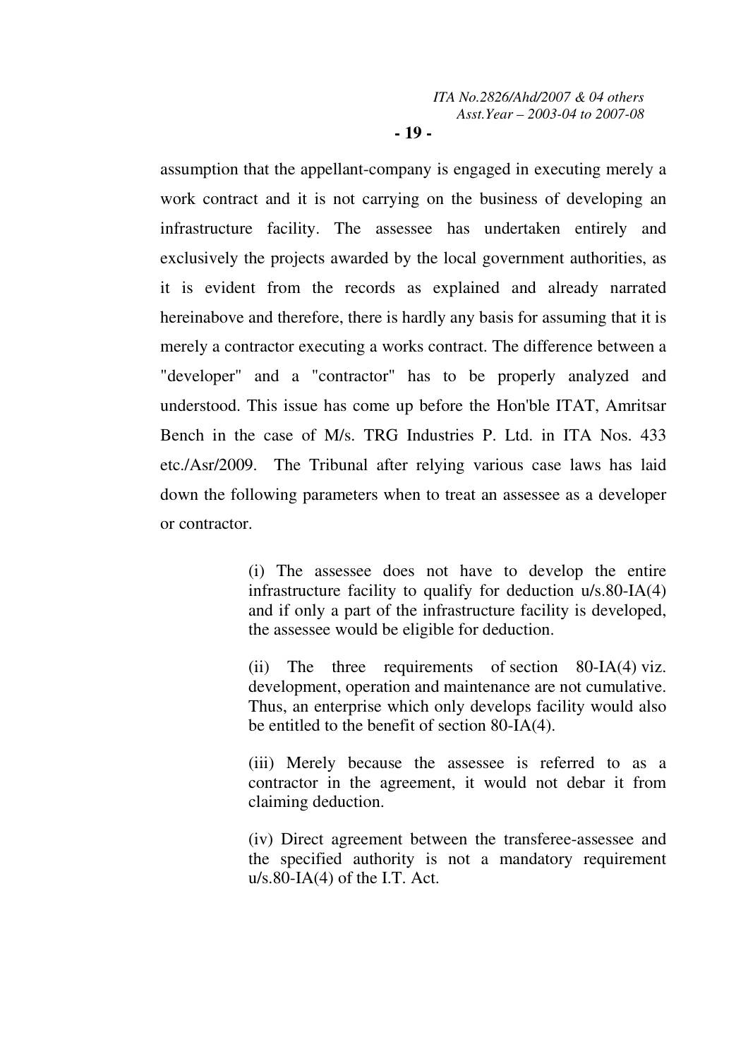assumption that the appellant-company is engaged in executing merely a work contract and it is not carrying on the business of developing an infrastructure facility. The assessee has undertaken entirely and exclusively the projects awarded by the local government authorities, as it is evident from the records as explained and already narrated hereinabove and therefore, there is hardly any basis for assuming that it is merely a contractor executing a works contract. The difference between a "developer" and a "contractor" has to be properly analyzed and understood. This issue has come up before the Hon'ble ITAT, Amritsar Bench in the case of M/s. TRG Industries P. Ltd. in ITA Nos. 433 etc./Asr/2009. The Tribunal after relying various case laws has laid down the following parameters when to treat an assessee as a developer or contractor.

> (i) The assessee does not have to develop the entire infrastructure facility to qualify for deduction u/s.80-IA(4) and if only a part of the infrastructure facility is developed, the assessee would be eligible for deduction.
>
> (ii) The three requirements of section 80-IA(4) viz. development, operation and maintenance are not cumulative. Thus, an enterprise which only develops facility would also be entitled to the benefit of section 80-IA(4).
>
> (iii) Merely because the assessee is referred to as a contractor in the agreement, it would not debar it from claiming deduction.
>
> (iv) Direct agreement between the transferee-assessee and the specified authority is not a mandatory requirement u/s.80-IA(4) of the I.T. Act.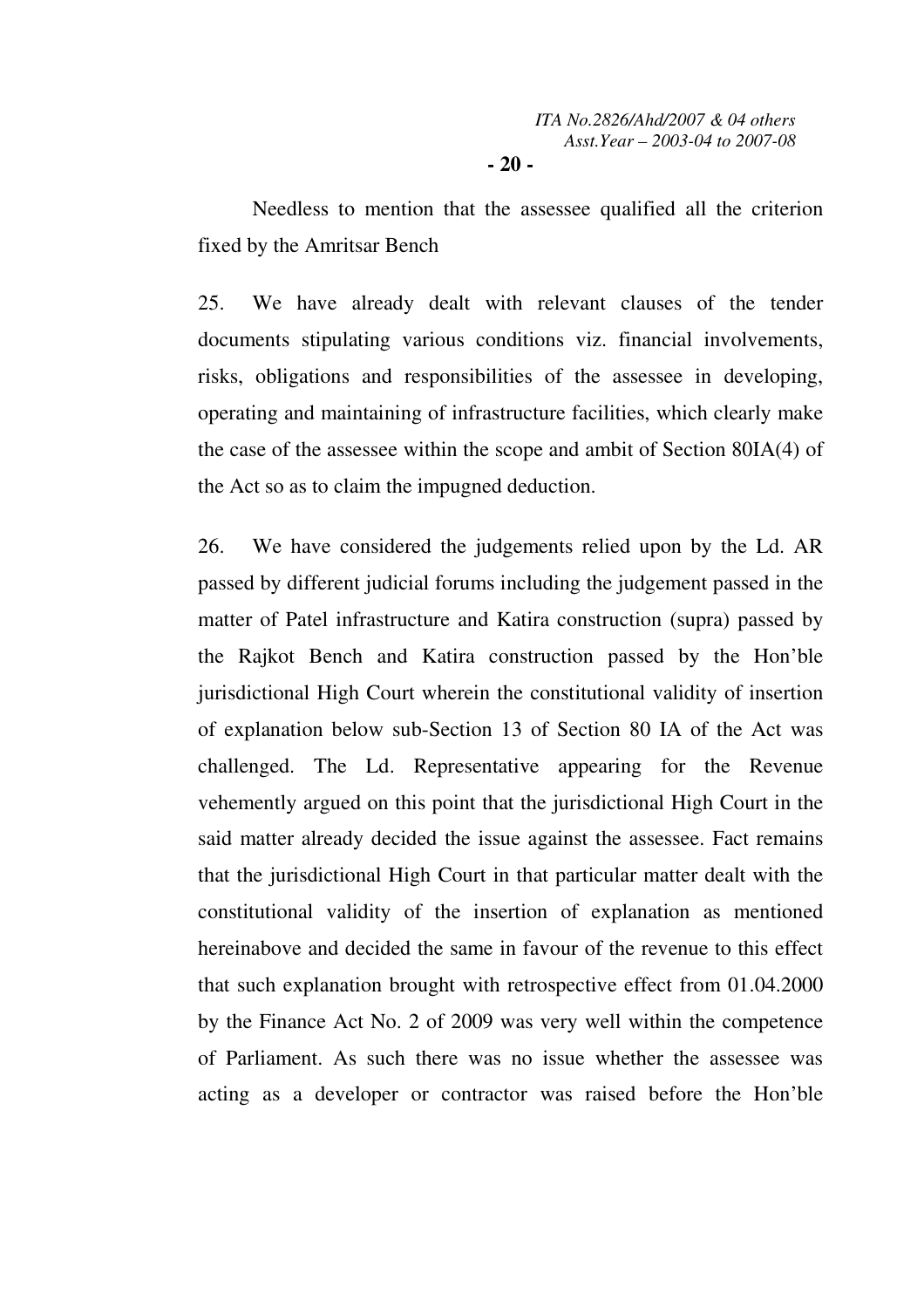Needless to mention that the assessee qualified all the criterion fixed by the Amritsar Bench

25. We have already dealt with relevant clauses of the tender documents stipulating various conditions viz. financial involvements, risks, obligations and responsibilities of the assessee in developing, operating and maintaining of infrastructure facilities, which clearly make the case of the assessee within the scope and ambit of Section 80IA(4) of the Act so as to claim the impugned deduction.

26. We have considered the judgements relied upon by the Ld. AR passed by different judicial forums including the judgement passed in the matter of Patel infrastructure and Katira construction (supra) passed by the Rajkot Bench and Katira construction passed by the Hon'ble jurisdictional High Court wherein the constitutional validity of insertion of explanation below sub-Section 13 of Section 80 IA of the Act was challenged. The Ld. Representative appearing for the Revenue vehemently argued on this point that the jurisdictional High Court in the said matter already decided the issue against the assessee. Fact remains that the jurisdictional High Court in that particular matter dealt with the constitutional validity of the insertion of explanation as mentioned hereinabove and decided the same in favour of the revenue to this effect that such explanation brought with retrospective effect from 01.04.2000 by the Finance Act No. 2 of 2009 was very well within the competence of Parliament. As such there was no issue whether the assessee was acting as a developer or contractor was raised before the Hon'ble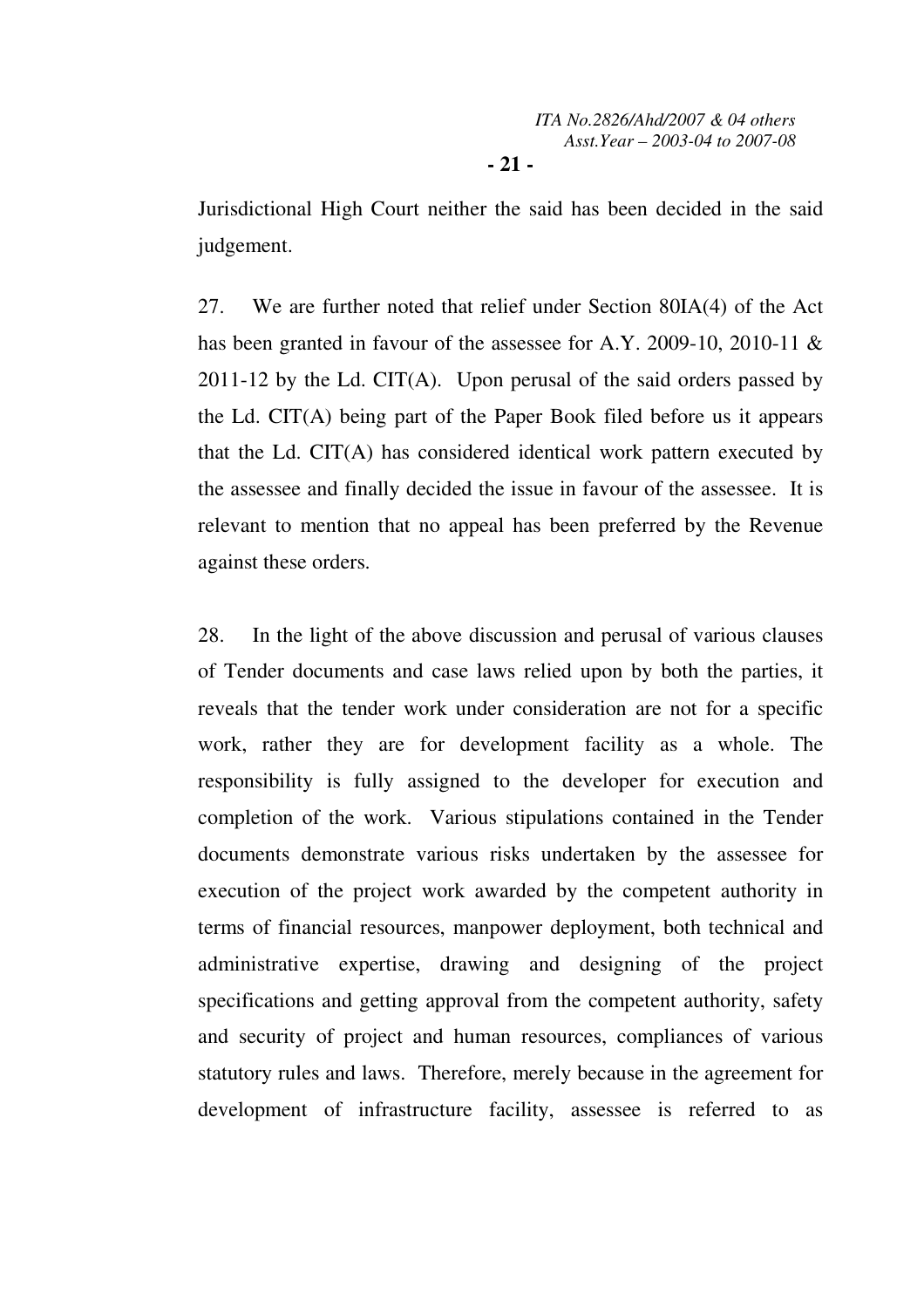Jurisdictional High Court neither the said has been decided in the said judgement.

27. We are further noted that relief under Section 80IA(4) of the Act has been granted in favour of the assessee for A.Y. 2009-10, 2010-11 & 2011-12 by the Ld. CIT(A). Upon perusal of the said orders passed by the Ld. CIT(A) being part of the Paper Book filed before us it appears that the Ld. CIT(A) has considered identical work pattern executed by the assessee and finally decided the issue in favour of the assessee. It is relevant to mention that no appeal has been preferred by the Revenue against these orders.

28. In the light of the above discussion and perusal of various clauses of Tender documents and case laws relied upon by both the parties, it reveals that the tender work under consideration are not for a specific work, rather they are for development facility as a whole. The responsibility is fully assigned to the developer for execution and completion of the work. Various stipulations contained in the Tender documents demonstrate various risks undertaken by the assessee for execution of the project work awarded by the competent authority in terms of financial resources, manpower deployment, both technical and administrative expertise, drawing and designing of the project specifications and getting approval from the competent authority, safety and security of project and human resources, compliances of various statutory rules and laws. Therefore, merely because in the agreement for development of infrastructure facility, assessee is referred to as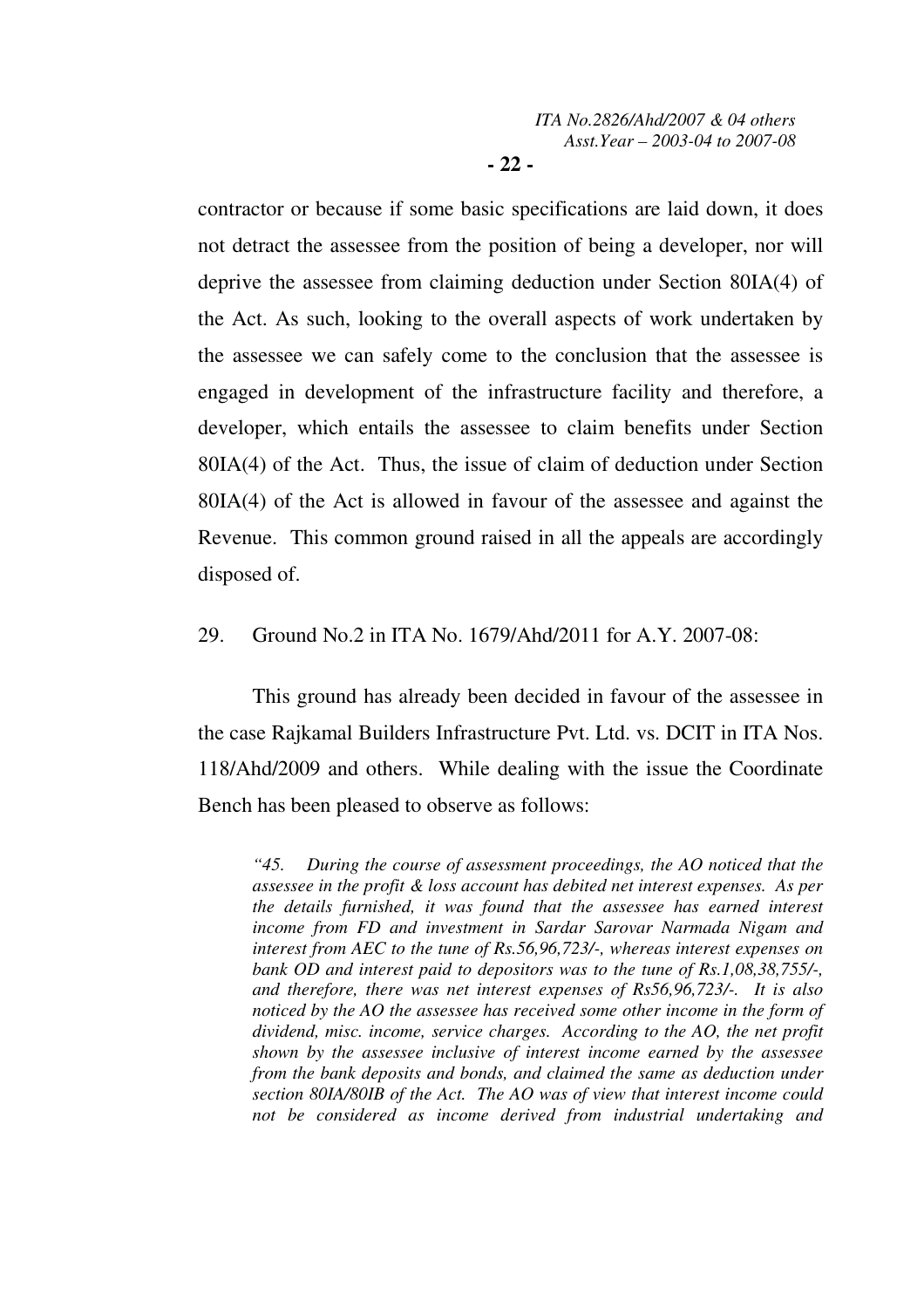contractor or because if some basic specifications are laid down, it does not detract the assessee from the position of being a developer, nor will deprive the assessee from claiming deduction under Section 80IA(4) of the Act. As such, looking to the overall aspects of work undertaken by the assessee we can safely come to the conclusion that the assessee is engaged in development of the infrastructure facility and therefore, a developer, which entails the assessee to claim benefits under Section 80IA(4) of the Act. Thus, the issue of claim of deduction under Section 80IA(4) of the Act is allowed in favour of the assessee and against the Revenue. This common ground raised in all the appeals are accordingly disposed of.

29. Ground No.2 in ITA No. 1679/Ahd/2011 for A.Y. 2007-08:

This ground has already been decided in favour of the assessee in the case Rajkamal Builders Infrastructure Pvt. Ltd. vs. DCIT in ITA Nos. 118/Ahd/2009 and others. While dealing with the issue the Coordinate Bench has been pleased to observe as follows:

> *"45. During the course of assessment proceedings, the AO noticed that the assessee in the profit & loss account has debited net interest expenses. As per the details furnished, it was found that the assessee has earned interest income from FD and investment in Sardar Sarovar Narmada Nigam and interest from AEC to the tune of Rs.56,96,723/-, whereas interest expenses on bank OD and interest paid to depositors was to the tune of Rs.1,08,38,755/-, and therefore, there was net interest expenses of Rs56,96,723/-. It is also noticed by the AO the assessee has received some other income in the form of dividend, misc. income, service charges. According to the AO, the net profit shown by the assessee inclusive of interest income earned by the assessee from the bank deposits and bonds, and claimed the same as deduction under section 80IA/80IB of the Act. The AO was of view that interest income could not be considered as income derived from industrial undertaking and*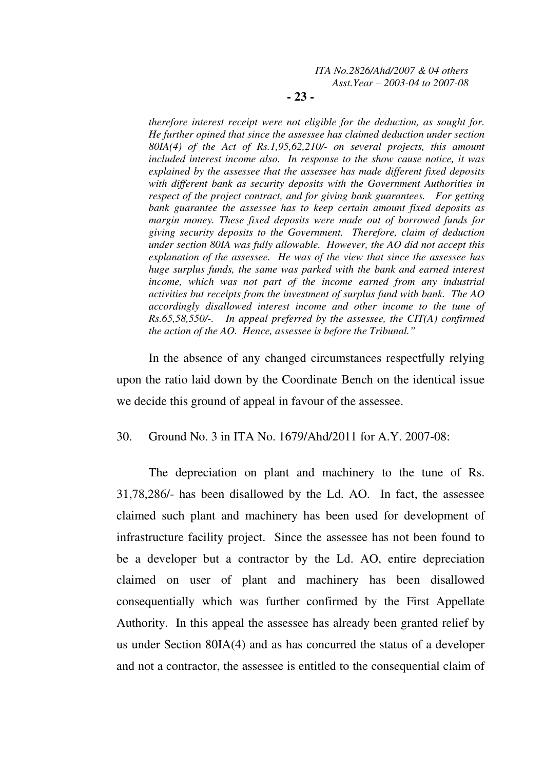*therefore interest receipt were not eligible for the deduction, as sought for. He further opined that since the assessee has claimed deduction under section 80IA(4) of the Act of Rs.1,95,62,210/- on several projects, this amount included interest income also. In response to the show cause notice, it was explained by the assessee that the assessee has made different fixed deposits with different bank as security deposits with the Government Authorities in respect of the project contract, and for giving bank guarantees. For getting bank guarantee the assessee has to keep certain amount fixed deposits as margin money. These fixed deposits were made out of borrowed funds for giving security deposits to the Government. Therefore, claim of deduction under section 80IA was fully allowable. However, the AO did not accept this explanation of the assessee. He was of the view that since the assessee has huge surplus funds, the same was parked with the bank and earned interest income, which was not part of the income earned from any industrial activities but receipts from the investment of surplus fund with bank. The AO accordingly disallowed interest income and other income to the tune of Rs.65,58,550/-. In appeal preferred by the assessee, the CIT(A) confirmed the action of the AO. Hence, assessee is before the Tribunal."*

In the absence of any changed circumstances respectfully relying upon the ratio laid down by the Coordinate Bench on the identical issue we decide this ground of appeal in favour of the assessee.

30. Ground No. 3 in ITA No. 1679/Ahd/2011 for A.Y. 2007-08:

The depreciation on plant and machinery to the tune of Rs. 31,78,286/- has been disallowed by the Ld. AO. In fact, the assessee claimed such plant and machinery has been used for development of infrastructure facility project. Since the assessee has not been found to be a developer but a contractor by the Ld. AO, entire depreciation claimed on user of plant and machinery has been disallowed consequentially which was further confirmed by the First Appellate Authority. In this appeal the assessee has already been granted relief by us under Section 80IA(4) and as has concurred the status of a developer and not a contractor, the assessee is entitled to the consequential claim of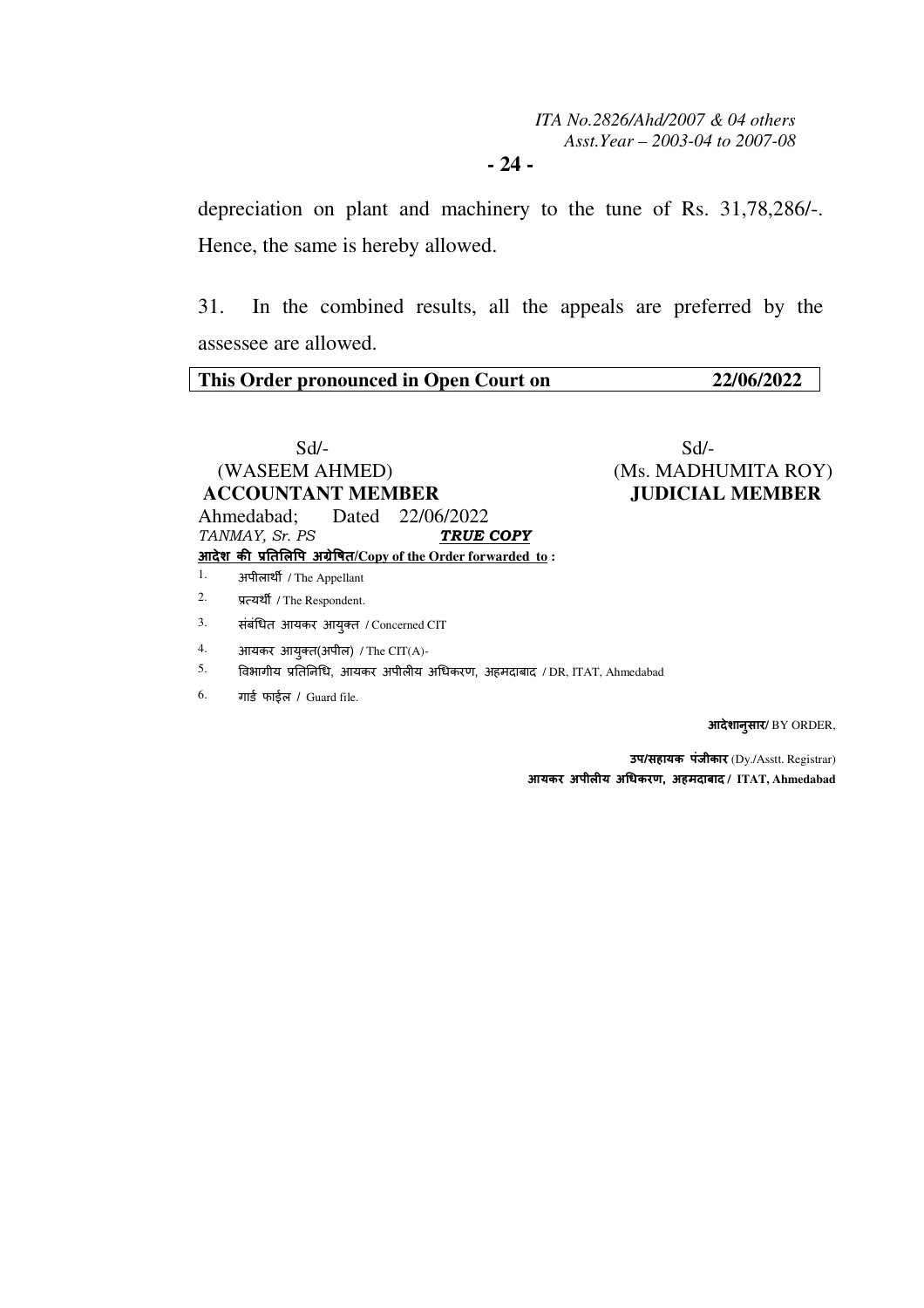depreciation on plant and machinery to the tune of Rs. 31,78,286/-. Hence, the same is hereby allowed.

31. In the combined results, all the appeals are preferred by the assessee are allowed.

| **This Order pronounced in Open Court on** | **22/06/2022** |
|---|---|

Sd/-
(WASEEM AHMED)
**ACCOUNTANT MEMBER**

Sd/-
(Ms. MADHUMITA ROY)
**JUDICIAL MEMBER**

Ahmedabad; Dated 22/06/2022

*TANMAY, Sr. PS* ***TRUE COPY***

**आदेश की प्रतिलिपि अग्रेषित/Copy of the Order forwarded to :**

1. अपीलार्थी / The Appellant
2. प्रत्यर्थी / The Respondent.
3. संबंधित आयकर आयुक्त / Concerned CIT
4. आयकर आयुक्त(अपील) / The CIT(A)-
5. विभागीय प्रतिनिधि, आयकर अपीलीय अधिकरण, अहमदाबाद / DR, ITAT, Ahmedabad
6. गार्ड फाईल / Guard file.

**आदेशानुसार/** BY ORDER,

**उप/सहायक पंजीकार** (Dy./Asstt. Registrar)
**आयकर अपीलीय अधिकरण, अहमदाबाद / ITAT, Ahmedabad**